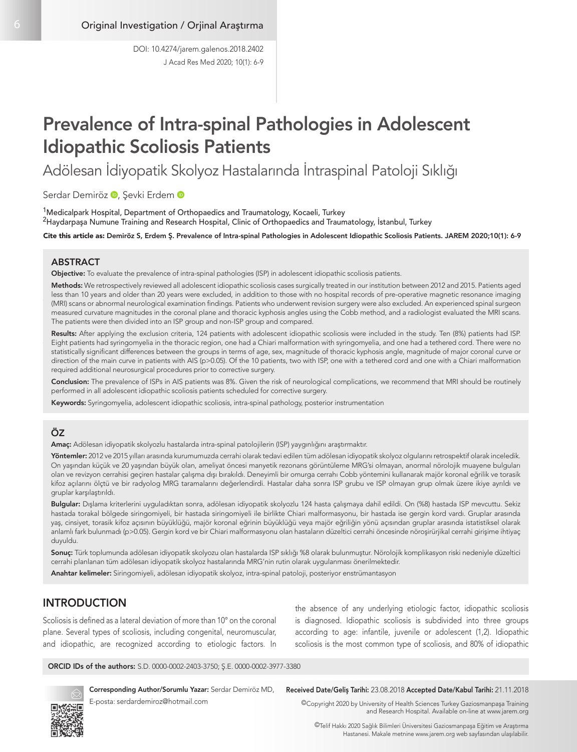Original Investigation / Orjinal Araştırma

DOI: 10.4274/jarem.galenos.2018.2402

# Prevalence of Intra-spinal Pathologies in Adolescent Idiopathic Scoliosis Patients

## Adölesan İdiyopatik Skolyoz Hastalarında İntraspinal Patoloji Sıklığı

Serdar Demiröz, Şevki Erdem

[1]Medicalpark Hospital, Department of Orthopaedics and Traumatology, Kocaeli, Turkey
[2]Haydarpaşa Numune Training and Research Hospital, Clinic of Orthopaedics and Traumatology, İstanbul, Turkey

**Cite this article as: Demiröz S, Erdem Ş. Prevalence of Intra-spinal Pathologies in Adolescent Idiopathic Scoliosis Patients. JAREM 2020;10(1): 6-9**

## ABSTRACT

**Objective:** To evaluate the prevalence of intra-spinal pathologies (ISP) in adolescent idiopathic scoliosis patients.

**Methods:** We retrospectively reviewed all adolescent idiopathic scoliosis cases surgically treated in our institution between 2012 and 2015. Patients aged less than 10 years and older than 20 years were excluded, in addition to those with no hospital records of pre-operative magnetic resonance imaging (MRI) scans or abnormal neurological examination findings. Patients who underwent revision surgery were also excluded. An experienced spinal surgeon measured curvature magnitudes in the coronal plane and thoracic kyphosis angles using the Cobb method, and a radiologist evaluated the MRI scans. The patients were then divided into an ISP group and non-ISP group and compared.

**Results:** After applying the exclusion criteria, 124 patients with adolescent idiopathic scoliosis were included in the study. Ten (8%) patients had ISP. Eight patients had syringomyelia in the thoracic region, one had a Chiari malformation with syringomyelia, and one had a tethered cord. There were no statistically significant differences between the groups in terms of age, sex, magnitude of thoracic kyphosis angle, magnitude of major coronal curve or direction of the main curve in patients with AIS ($p>0.05$). Of the 10 patients, two with ISP, one with a tethered cord and one with a Chiari malformation required additional neurosurgical procedures prior to corrective surgery.

**Conclusion:** The prevalence of ISPs in AIS patients was 8%. Given the risk of neurological complications, we recommend that MRI should be routinely performed in all adolescent idiopathic scoliosis patients scheduled for corrective surgery.

**Keywords:** Syringomyelia, adolescent idiopathic scoliosis, intra-spinal pathology, posterior instrumentation

## ÖZ

**Amaç:** Adölesan idiyopatik skolyozlu hastalarda intra-spinal patolojilerin (ISP) yaygınlığını araştırmaktır.

**Yöntemler:** 2012 ve 2015 yılları arasında kurumumuzda cerrahi olarak tedavi edilen tüm adölesan idiyopatik skolyoz olgularını retrospektif olarak inceledik. On yaşından küçük ve 20 yaşından büyük olan, ameliyat öncesi manyetik rezonans görüntüleme MRG'si olmayan, anormal nörolojik muayene bulguları olan ve revizyon cerrahisi geçiren hastalar çalışma dışı bırakıldı. Deneyimli bir omurga cerrahı Cobb yöntemini kullanarak majör koronal eğrilik ve torasik kifoz açılarını ölçtü ve bir radyolog MRG taramalarını değerlendirdi. Hastalar daha sonra ISP grubu ve ISP olmayan grup olmak üzere ikiye ayrıldı ve gruplar karşılaştırıldı.

**Bulgular:** Dışlama kriterlerini uyguladıktan sonra, adölesan idiyopatik skolyozlu 124 hasta çalışmaya dahil edildi. On (%8) hastada ISP mevcuttu. Sekiz hastada torakal bölgede siringomiyeli, bir hastada siringomiyeli ile birlikte Chiari malformasyonu, bir hastada ise gergin kord vardı. Gruplar arasında yaş, cinsiyet, torasik kifoz açısının büyüklüğü, majör koronal eğrinin büyüklüğü veya majör eğriliğin yönü açısından gruplar arasında istatistiksel olarak anlamlı fark bulunmadı ($p>0.05$). Gergin kord ve bir Chiari malformasyonu olan hastaların düzeltici cerrahi öncesinde nöroşirürjikal cerrahi girişime ihtiyaç duyuldu.

**Sonuç:** Türk toplumunda adölesan idiyopatik skolyozu olan hastalarda ISP sıklığı %8 olarak bulunmuştur. Nörolojik komplikasyon riski nedeniyle düzeltici cerrahi planlanan tüm adölesan idiyopatik skolyoz hastalarında MRG'nin rutin olarak uygulanması önerilmektedir.

**Anahtar kelimeler:** Siringomiyeli, adölesan idiyopatik skolyoz, intra-spinal patoloji, posteriyor enstrümantasyon

## INTRODUCTION

Scoliosis is defined as a lateral deviation of more than 10° on the coronal plane. Several types of scoliosis, including congenital, neuromuscular, and idiopathic, are recognized according to etiologic factors. In the absence of any underlying etiologic factor, idiopathic scoliosis is diagnosed. Idiopathic scoliosis is subdivided into three groups according to age: infantile, juvenile or adolescent (1,2). Idiopathic scoliosis is the most common type of scoliosis, and 80% of idiopathic

**ORCID IDs of the authors:** S.D. 0000-0002-2403-3750; Ş.E. 0000-0002-3977-3380

**Corresponding Author/Sorumlu Yazar:** Serdar Demiröz MD, E-posta: serdardemiroz@hotmail.com

**Received Date/Geliş Tarihi:** 23.08.2018 **Accepted Date/Kabul Tarihi:** 21.11.2018

©Copyright 2020 by University of Health Sciences Turkey Gaziosmanpaşa Training and Research Hospital. Available on-line at www.jarem.org

©Telif Hakkı 2020 Sağlık Bilimleri Üniversitesi Gaziosmanpaşa Eğitim ve Araştırma Hastanesi. Makale metnine www.jarem.org web sayfasından ulaşılabilir.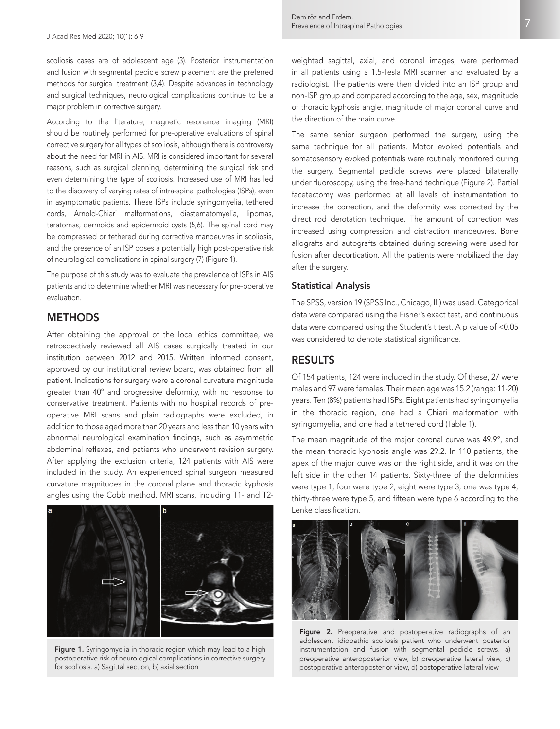scoliosis cases are of adolescent age (3). Posterior instrumentation and fusion with segmental pedicle screw placement are the preferred methods for surgical treatment (3,4). Despite advances in technology and surgical techniques, neurological complications continue to be a major problem in corrective surgery.

According to the literature, magnetic resonance imaging (MRI) should be routinely performed for pre-operative evaluations of spinal corrective surgery for all types of scoliosis, although there is controversy about the need for MRI in AIS. MRI is considered important for several reasons, such as surgical planning, determining the surgical risk and even determining the type of scoliosis. Increased use of MRI has led to the discovery of varying rates of intra-spinal pathologies (ISPs), even in asymptomatic patients. These ISPs include syringomyelia, tethered cords, Arnold-Chiari malformations, diastematomyelia, lipomas, teratomas, dermoids and epidermoid cysts (5,6). The spinal cord may be compressed or tethered during corrective manoeuvres in scoliosis, and the presence of an ISP poses a potentially high post-operative risk of neurological complications in spinal surgery (7) (Figure 1).

The purpose of this study was to evaluate the prevalence of ISPs in AIS patients and to determine whether MRI was necessary for pre-operative evaluation.

## METHODS

After obtaining the approval of the local ethics committee, we retrospectively reviewed all AIS cases surgically treated in our institution between 2012 and 2015. Written informed consent, approved by our institutional review board, was obtained from all patient. Indications for surgery were a coronal curvature magnitude greater than 40° and progressive deformity, with no response to conservative treatment. Patients with no hospital records of pre-operative MRI scans and plain radiographs were excluded, in addition to those aged more than 20 years and less than 10 years with abnormal neurological examination findings, such as asymmetric abdominal reflexes, and patients who underwent revision surgery. After applying the exclusion criteria, 124 patients with AIS were included in the study. An experienced spinal surgeon measured curvature magnitudes in the coronal plane and thoracic kyphosis angles using the Cobb method. MRI scans, including T1- and T2-weighted sagittal, axial, and coronal images, were performed in all patients using a 1.5-Tesla MRI scanner and evaluated by a radiologist. The patients were then divided into an ISP group and non-ISP group and compared according to the age, sex, magnitude of thoracic kyphosis angle, magnitude of major coronal curve and the direction of the main curve.

Figure 1. Syringomyelia in thoracic region which may lead to a high postoperative risk of neurological complications in corrective surgery for scoliosis. a) Sagittal section, b) axial section

The same senior surgeon performed the surgery, using the same technique for all patients. Motor evoked potentials and somatosensory evoked potentials were routinely monitored during the surgery. Segmental pedicle screws were placed bilaterally under fluoroscopy, using the free-hand technique (Figure 2). Partial facetectomy was performed at all levels of instrumentation to increase the correction, and the deformity was corrected by the direct rod derotation technique. The amount of correction was increased using compression and distraction manoeuvres. Bone allografts and autografts obtained during screwing were used for fusion after decortication. All the patients were mobilized the day after the surgery.

### Statistical Analysis

The SPSS, version 19 (SPSS Inc., Chicago, IL) was used. Categorical data were compared using the Fisher's exact test, and continuous data were compared using the Student's t test. A p value of $<0.05$ was considered to denote statistical significance.

## RESULTS

Of 154 patients, 124 were included in the study. Of these, 27 were males and 97 were females. Their mean age was 15.2 (range: 11-20) years. Ten (8%) patients had ISPs. Eight patients had syringomyelia in the thoracic region, one had a Chiari malformation with syringomyelia, and one had a tethered cord (Table 1).

The mean magnitude of the major coronal curve was 49.9°, and the mean thoracic kyphosis angle was 29.2. In 110 patients, the apex of the major curve was on the right side, and it was on the left side in the other 14 patients. Sixty-three of the deformities were type 1, four were type 2, eight were type 3, one was type 4, thirty-three were type 5, and fifteen were type 6 according to the Lenke classification.

Figure 2. Preoperative and postoperative radiographs of an adolescent idiopathic scoliosis patient who underwent posterior instrumentation and fusion with segmental pedicle screws. a) preoperative anteroposterior view, b) preoperative lateral view, c) postoperative anteroposterior view, d) postoperative lateral view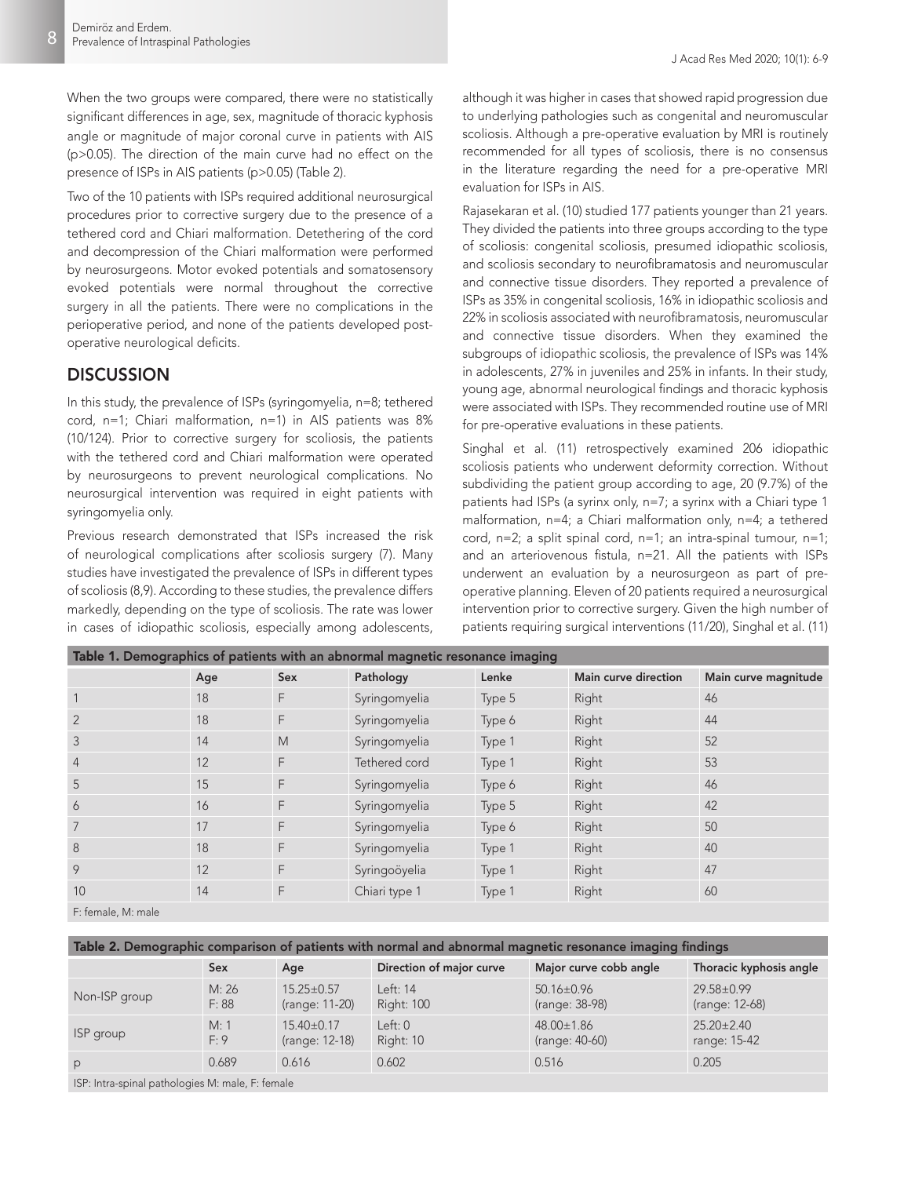When the two groups were compared, there were no statistically significant differences in age, sex, magnitude of thoracic kyphosis angle or magnitude of major coronal curve in patients with AIS ($p>0.05$). The direction of the main curve had no effect on the presence of ISPs in AIS patients ($p>0.05$) (Table 2).

Two of the 10 patients with ISPs required additional neurosurgical procedures prior to corrective surgery due to the presence of a tethered cord and Chiari malformation. Detethering of the cord and decompression of the Chiari malformation were performed by neurosurgeons. Motor evoked potentials and somatosensory evoked potentials were normal throughout the corrective surgery in all the patients. There were no complications in the perioperative period, and none of the patients developed post-operative neurological deficits.

## DISCUSSION

In this study, the prevalence of ISPs (syringomyelia, n=8; tethered cord, n=1; Chiari malformation, n=1) in AIS patients was 8% (10/124). Prior to corrective surgery for scoliosis, the patients with the tethered cord and Chiari malformation were operated by neurosurgeons to prevent neurological complications. No neurosurgical intervention was required in eight patients with syringomyelia only.

Previous research demonstrated that ISPs increased the risk of neurological complications after scoliosis surgery (7). Many studies have investigated the prevalence of ISPs in different types of scoliosis (8,9). According to these studies, the prevalence differs markedly, depending on the type of scoliosis. The rate was lower in cases of idiopathic scoliosis, especially among adolescents, although it was higher in cases that showed rapid progression due to underlying pathologies such as congenital and neuromuscular scoliosis. Although a pre-operative evaluation by MRI is routinely recommended for all types of scoliosis, there is no consensus in the literature regarding the need for a pre-operative MRI evaluation for ISPs in AIS.

Rajasekaran et al. (10) studied 177 patients younger than 21 years. They divided the patients into three groups according to the type of scoliosis: congenital scoliosis, presumed idiopathic scoliosis, and scoliosis secondary to neurofibramatosis and neuromuscular and connective tissue disorders. They reported a prevalence of ISPs as 35% in congenital scoliosis, 16% in idiopathic scoliosis and 22% in scoliosis associated with neurofibramatosis, neuromuscular and connective tissue disorders. When they examined the subgroups of idiopathic scoliosis, the prevalence of ISPs was 14% in adolescents, 27% in juveniles and 25% in infants. In their study, young age, abnormal neurological findings and thoracic kyphosis were associated with ISPs. They recommended routine use of MRI for pre-operative evaluations in these patients.

Singhal et al. (11) retrospectively examined 206 idiopathic scoliosis patients who underwent deformity correction. Without subdividing the patient group according to age, 20 (9.7%) of the patients had ISPs (a syrinx only, n=7; a syrinx with a Chiari type 1 malformation, n=4; a Chiari malformation only, n=4; a tethered cord, n=2; a split spinal cord, n=1; an intra-spinal tumour, n=1; and an arteriovenous fistula, n=21. All the patients with ISPs underwent an evaluation by a neurosurgeon as part of pre-operative planning. Eleven of 20 patients required a neurosurgical intervention prior to corrective surgery. Given the high number of patients requiring surgical interventions (11/20), Singhal et al. (11)

**Table 1.** Demographics of patients with an abnormal magnetic resonance imaging

| | Age | Sex | Pathology | Lenke | Main curve direction | Main curve magnitude |
|---|---|---|---|---|---|---|
| 1 | 18 | F | Syringomyelia | Type 5 | Right | 46 |
| 2 | 18 | F | Syringomyelia | Type 6 | Right | 44 |
| 3 | 14 | M | Syringomyelia | Type 1 | Right | 52 |
| 4 | 12 | F | Tethered cord | Type 1 | Right | 53 |
| 5 | 15 | F | Syringomyelia | Type 6 | Right | 46 |
| 6 | 16 | F | Syringomyelia | Type 5 | Right | 42 |
| 7 | 17 | F | Syringomyelia | Type 6 | Right | 50 |
| 8 | 18 | F | Syringomyelia | Type 1 | Right | 40 |
| 9 | 12 | F | Syringoöyelia | Type 1 | Right | 47 |
| 10 | 14 | F | Chiari type 1 | Type 1 | Right | 60 |

F: female, M: male

**Table 2.** Demographic comparison of patients with normal and abnormal magnetic resonance imaging findings

| | Sex | Age | Direction of major curve | Major curve cobb angle | Thoracic kyphosis angle |
|---|---|---|---|---|---|
| Non-ISP group | M: 26<br>F: 88 | 15.25±0.57<br>(range: 11-20) | Left: 14<br>Right: 100 | 50.16±0.96<br>(range: 38-98) | 29.58±0.99<br>(range: 12-68) |
| ISP group | M: 1<br>F: 9 | 15.40±0.17<br>(range: 12-18) | Left: 0<br>Right: 10 | 48.00±1.86<br>(range: 40-60) | 25.20±2.40<br>range: 15-42 |
| p | 0.689 | 0.616 | 0.602 | 0.516 | 0.205 |

ISP: Intra-spinal pathologies M: male, F: female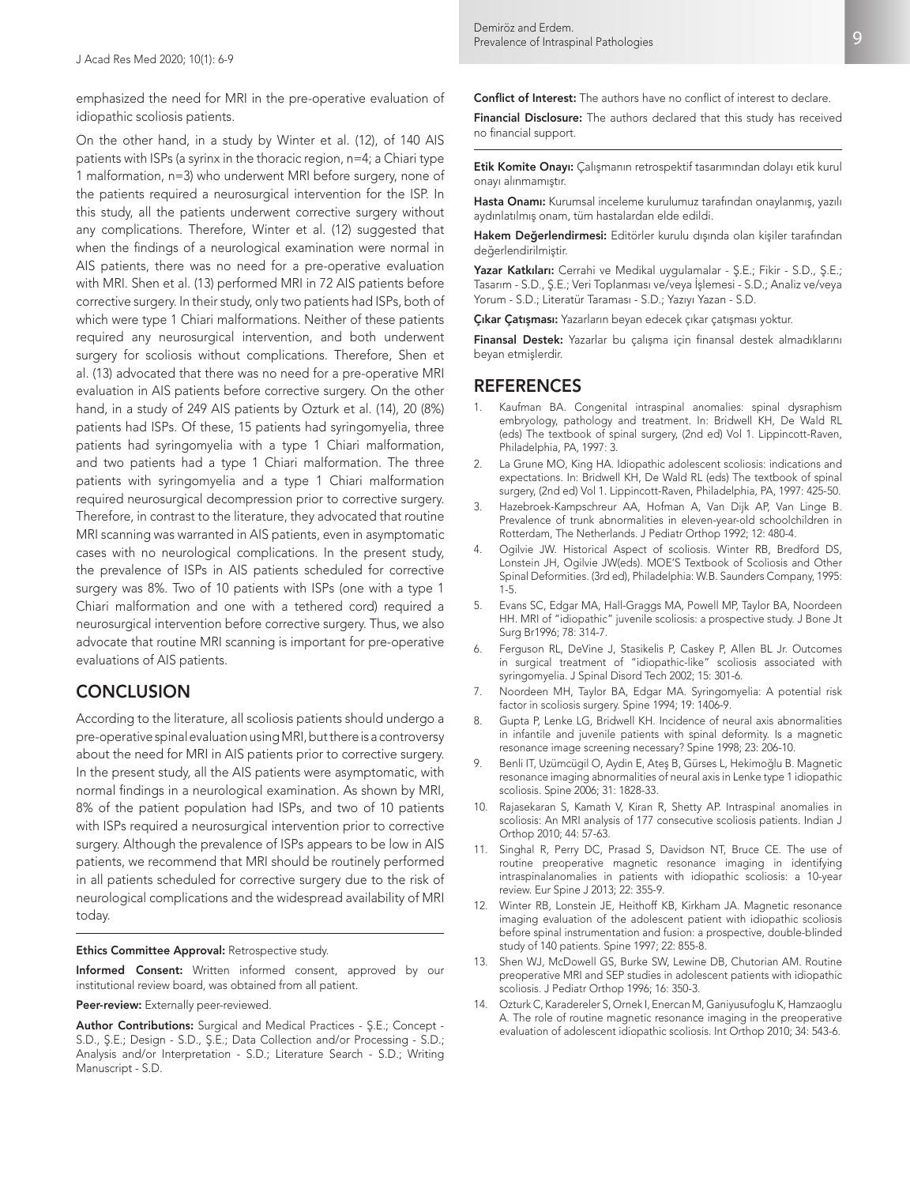emphasized the need for MRI in the pre-operative evaluation of idiopathic scoliosis patients.

On the other hand, in a study by Winter et al. (12), of 140 AIS patients with ISPs (a syrinx in the thoracic region, n=4; a Chiari type 1 malformation, n=3) who underwent MRI before surgery, none of the patients required a neurosurgical intervention for the ISP. In this study, all the patients underwent corrective surgery without any complications. Therefore, Winter et al. (12) suggested that when the findings of a neurological examination were normal in AIS patients, there was no need for a pre-operative evaluation with MRI. Shen et al. (13) performed MRI in 72 AIS patients before corrective surgery. In their study, only two patients had ISPs, both of which were type 1 Chiari malformations. Neither of these patients required any neurosurgical intervention, and both underwent surgery for scoliosis without complications. Therefore, Shen et al. (13) advocated that there was no need for a pre-operative MRI evaluation in AIS patients before corrective surgery. On the other hand, in a study of 249 AIS patients by Ozturk et al. (14), 20 (8%) patients had ISPs. Of these, 15 patients had syringomyelia, three patients had syringomyelia with a type 1 Chiari malformation, and two patients had a type 1 Chiari malformation. The three patients with syringomyelia and a type 1 Chiari malformation required neurosurgical decompression prior to corrective surgery. Therefore, in contrast to the literature, they advocated that routine MRI scanning was warranted in AIS patients, even in asymptomatic cases with no neurological complications. In the present study, the prevalence of ISPs in AIS patients scheduled for corrective surgery was 8%. Two of 10 patients with ISPs (one with a type 1 Chiari malformation and one with a tethered cord) required a neurosurgical intervention before corrective surgery. Thus, we also advocate that routine MRI scanning is important for pre-operative evaluations of AIS patients.

## CONCLUSION

According to the literature, all scoliosis patients should undergo a pre-operative spinal evaluation using MRI, but there is a controversy about the need for MRI in AIS patients prior to corrective surgery. In the present study, all the AIS patients were asymptomatic, with normal findings in a neurological examination. As shown by MRI, 8% of the patient population had ISPs, and two of 10 patients with ISPs required a neurosurgical intervention prior to corrective surgery. Although the prevalence of ISPs appears to be low in AIS patients, we recommend that MRI should be routinely performed in all patients scheduled for corrective surgery due to the risk of neurological complications and the widespread availability of MRI today.

**Ethics Committee Approval:** Retrospective study.

**Informed Consent:** Written informed consent, approved by our institutional review board, was obtained from all patient.

**Peer-review:** Externally peer-reviewed.

**Author Contributions:** Surgical and Medical Practices - Ş.E.; Concept - S.D., Ş.E.; Design - S.D., Ş.E.; Data Collection and/or Processing - S.D.; Analysis and/or Interpretation - S.D.; Literature Search - S.D.; Writing Manuscript - S.D.

**Conflict of Interest:** The authors have no conflict of interest to declare.

**Financial Disclosure:** The authors declared that this study has received no financial support.

**Etik Komite Onayı:** Çalışmanın retrospektif tasarımından dolayı etik kurul onayı alınmamıştır.

**Hasta Onamı:** Kurumsal inceleme kurulumuz tarafından onaylanmış, yazılı aydınlatılmış onam, tüm hastalardan elde edildi.

**Hakem Değerlendirmesi:** Editörler kurulu dışında olan kişiler tarafından değerlendirilmiştir.

**Yazar Katkıları:** Cerrahi ve Medikal uygulamalar - Ş.E.; Fikir - S.D., Ş.E.; Tasarım - S.D., Ş.E.; Veri Toplanması ve/veya İşlemesi - S.D.; Analiz ve/veya Yorum - S.D.; Literatür Taraması - S.D.; Yazıyı Yazan - S.D.

**Çıkar Çatışması:** Yazarların beyan edecek çıkar çatışması yoktur.

**Finansal Destek:** Yazarlar bu çalışma için finansal destek almadıklarını beyan etmişlerdir.

## REFERENCES

1. Kaufman BA. Congenital intraspinal anomalies: spinal dysraphism embryology, pathology and treatment. In: Bridwell KH, De Wald RL (eds) The textbook of spinal surgery, (2nd ed) Vol 1. Lippincott-Raven, Philadelphia, PA, 1997: 3.
2. La Grune MO, King HA. Idiopathic adolescent scoliosis: indications and expectations. In: Bridwell KH, De Wald RL (eds) The textbook of spinal surgery, (2nd ed) Vol 1. Lippincott-Raven, Philadelphia, PA, 1997: 425-50.
3. Hazebroek-Kampschreur AA, Hofman A, Van Dijk AP, Van Linge B. Prevalence of trunk abnormalities in eleven-year-old schoolchildren in Rotterdam, The Netherlands. J Pediatr Orthop 1992; 12: 480-4.
4. Ogilvie JW. Historical Aspect of scoliosis. Winter RB, Bredford DS, Lonstein JH, Ogilvie JW(eds). MOE'S Textbook of Scoliosis and Other Spinal Deformities. (3rd ed), Philadelphia: W.B. Saunders Company, 1995: 1-5.
5. Evans SC, Edgar MA, Hall-Graggs MA, Powell MP, Taylor BA, Noordeen HH. MRI of "idiopathic" juvenile scoliosis: a prospective study. J Bone Jt Surg Br1996; 78: 314-7.
6. Ferguson RL, DeVine J, Stasikelis P, Caskey P, Allen BL Jr. Outcomes in surgical treatment of "idiopathic-like" scoliosis associated with syringomyelia. J Spinal Disord Tech 2002; 15: 301-6.
7. Noordeen MH, Taylor BA, Edgar MA. Syringomyelia: A potential risk factor in scoliosis surgery. Spine 1994; 19: 1406-9.
8. Gupta P, Lenke LG, Bridwell KH. Incidence of neural axis abnormalities in infantile and juvenile patients with spinal deformity. Is a magnetic resonance image screening necessary? Spine 1998; 23: 206-10.
9. Benli IT, Uzümcügil O, Aydin E, Ateş B, Gürses L, Hekimoğlu B. Magnetic resonance imaging abnormalities of neural axis in Lenke type 1 idiopathic scoliosis. Spine 2006; 31: 1828-33.
10. Rajasekaran S, Kamath V, Kiran R, Shetty AP. Intraspinal anomalies in scoliosis: An MRI analysis of 177 consecutive scoliosis patients. Indian J Orthop 2010; 44: 57-63.
11. Singhal R, Perry DC, Prasad S, Davidson NT, Bruce CE. The use of routine preoperative magnetic resonance imaging in identifying intraspinalanomalies in patients with idiopathic scoliosis: a 10-year review. Eur Spine J 2013; 22: 355-9.
12. Winter RB, Lonstein JE, Heithoff KB, Kirkham JA. Magnetic resonance imaging evaluation of the adolescent patient with idiopathic scoliosis before spinal instrumentation and fusion: a prospective, double-blinded study of 140 patients. Spine 1997; 22: 855-8.
13. Shen WJ, McDowell GS, Burke SW, Lewine DB, Chutorian AM. Routine preoperative MRI and SEP studies in adolescent patients with idiopathic scoliosis. J Pediatr Orthop 1996; 16: 350-3.
14. Ozturk C, Karadereler S, Ornek I, Enercan M, Ganiyusufoglu K, Hamzaoglu A. The role of routine magnetic resonance imaging in the preoperative evaluation of adolescent idiopathic scoliosis. Int Orthop 2010; 34: 543-6.